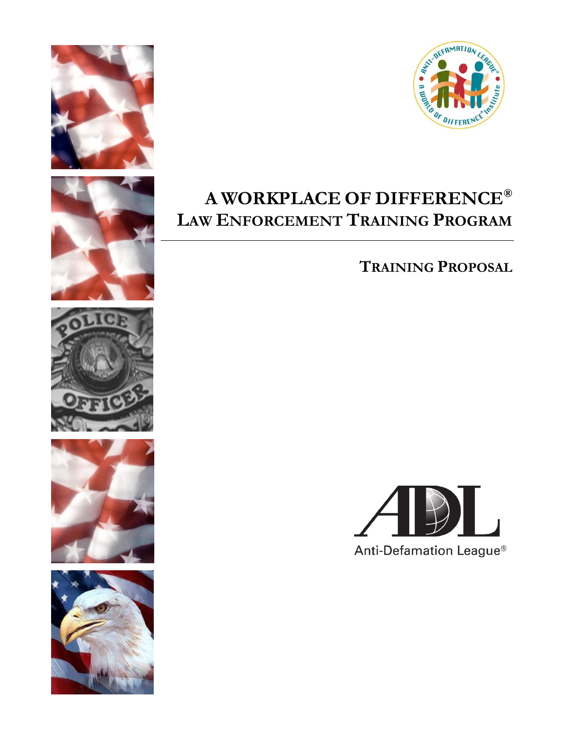# A WORKPLACE OF DIFFERENCE®

## LAW ENFORCEMENT TRAINING PROGRAM

### TRAINING PROPOSAL

Anti-Defamation League®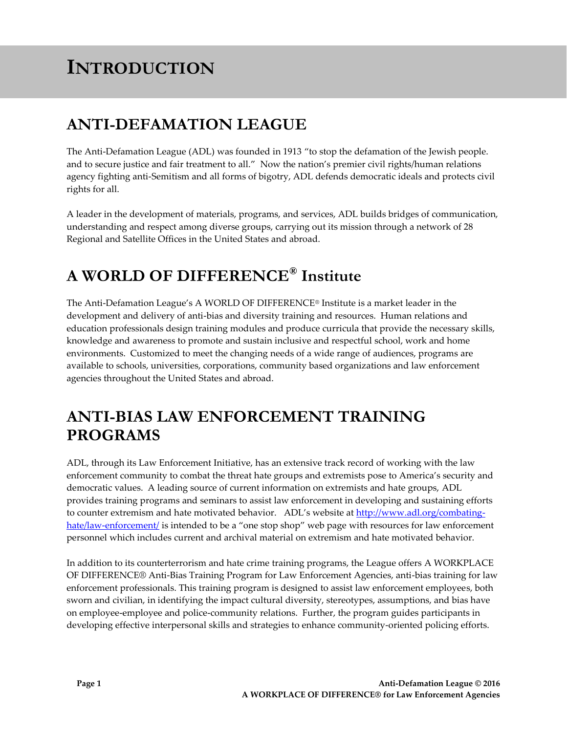# INTRODUCTION

## ANTI-DEFAMATION LEAGUE

The Anti-Defamation League (ADL) was founded in 1913 "to stop the defamation of the Jewish people. and to secure justice and fair treatment to all." Now the nation's premier civil rights/human relations agency fighting anti-Semitism and all forms of bigotry, ADL defends democratic ideals and protects civil rights for all.

A leader in the development of materials, programs, and services, ADL builds bridges of communication, understanding and respect among diverse groups, carrying out its mission through a network of 28 Regional and Satellite Offices in the United States and abroad.

## A WORLD OF DIFFERENCE® Institute

The Anti-Defamation League's A WORLD OF DIFFERENCE® Institute is a market leader in the development and delivery of anti-bias and diversity training and resources. Human relations and education professionals design training modules and produce curricula that provide the necessary skills, knowledge and awareness to promote and sustain inclusive and respectful school, work and home environments. Customized to meet the changing needs of a wide range of audiences, programs are available to schools, universities, corporations, community based organizations and law enforcement agencies throughout the United States and abroad.

## ANTI-BIAS LAW ENFORCEMENT TRAINING PROGRAMS

ADL, through its Law Enforcement Initiative, has an extensive track record of working with the law enforcement community to combat the threat hate groups and extremists pose to America's security and democratic values. A leading source of current information on extremists and hate groups, ADL provides training programs and seminars to assist law enforcement in developing and sustaining efforts to counter extremism and hate motivated behavior. ADL's website at [http://www.adl.org/combating-hate/law-enforcement/](http://www.adl.org/combating-hate/law-enforcement/) is intended to be a "one stop shop" web page with resources for law enforcement personnel which includes current and archival material on extremism and hate motivated behavior.

In addition to its counterterrorism and hate crime training programs, the League offers A WORKPLACE OF DIFFERENCE® Anti-Bias Training Program for Law Enforcement Agencies, anti-bias training for law enforcement professionals. This training program is designed to assist law enforcement employees, both sworn and civilian, in identifying the impact cultural diversity, stereotypes, assumptions, and bias have on employee-employee and police-community relations. Further, the program guides participants in developing effective interpersonal skills and strategies to enhance community-oriented policing efforts.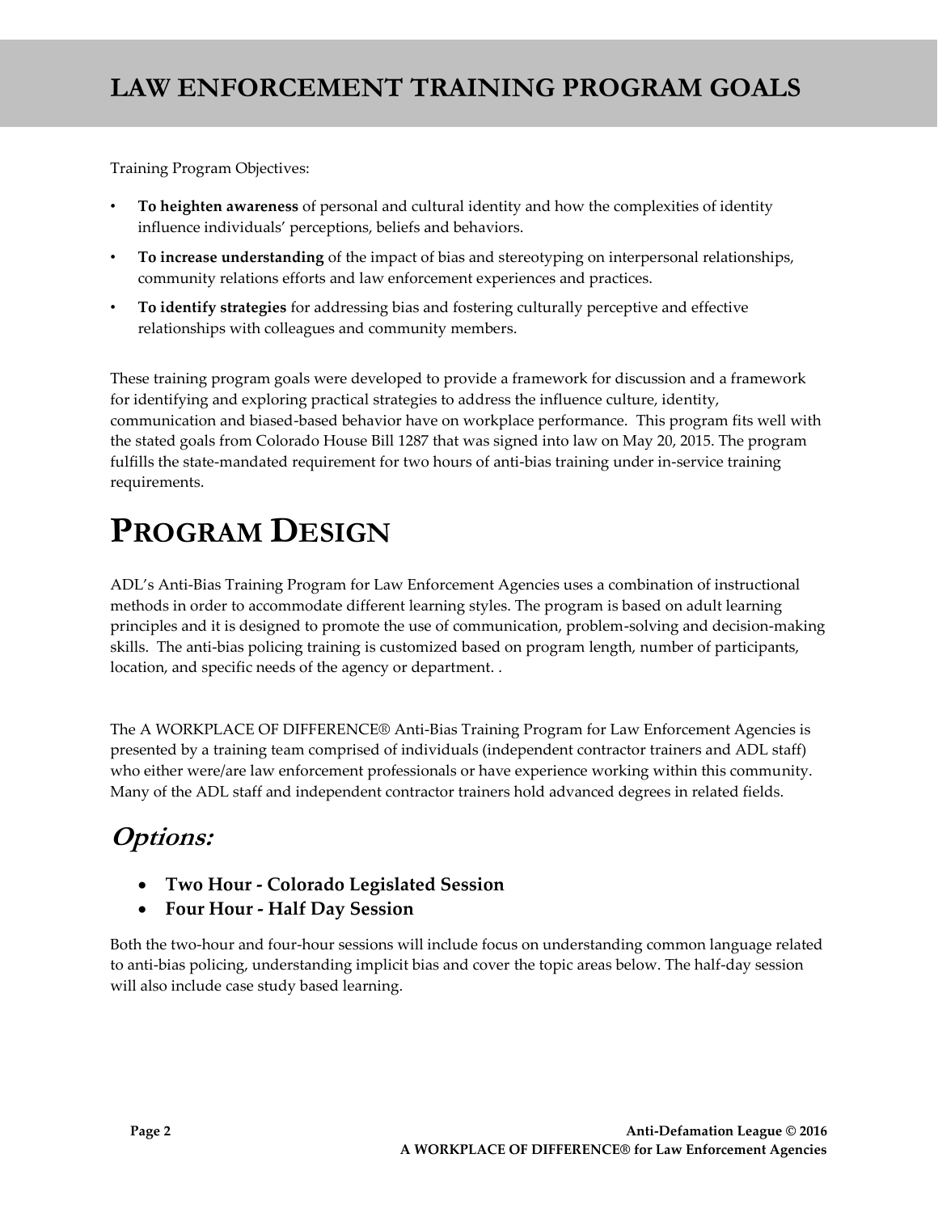# LAW ENFORCEMENT TRAINING PROGRAM GOALS

Training Program Objectives:

- **To heighten awareness** of personal and cultural identity and how the complexities of identity influence individuals' perceptions, beliefs and behaviors.
- **To increase understanding** of the impact of bias and stereotyping on interpersonal relationships, community relations efforts and law enforcement experiences and practices.
- **To identify strategies** for addressing bias and fostering culturally perceptive and effective relationships with colleagues and community members.

These training program goals were developed to provide a framework for discussion and a framework for identifying and exploring practical strategies to address the influence culture, identity, communication and biased-based behavior have on workplace performance. This program fits well with the stated goals from Colorado House Bill 1287 that was signed into law on May 20, 2015. The program fulfills the state-mandated requirement for two hours of anti-bias training under in-service training requirements.

# PROGRAM DESIGN

ADL's Anti-Bias Training Program for Law Enforcement Agencies uses a combination of instructional methods in order to accommodate different learning styles. The program is based on adult learning principles and it is designed to promote the use of communication, problem-solving and decision-making skills. The anti-bias policing training is customized based on program length, number of participants, location, and specific needs of the agency or department. .

The A WORKPLACE OF DIFFERENCE® Anti-Bias Training Program for Law Enforcement Agencies is presented by a training team comprised of individuals (independent contractor trainers and ADL staff) who either were/are law enforcement professionals or have experience working within this community. Many of the ADL staff and independent contractor trainers hold advanced degrees in related fields.

## *Options:*

- **Two Hour - Colorado Legislated Session**
- **Four Hour - Half Day Session**

Both the two-hour and four-hour sessions will include focus on understanding common language related to anti-bias policing, understanding implicit bias and cover the topic areas below. The half-day session will also include case study based learning.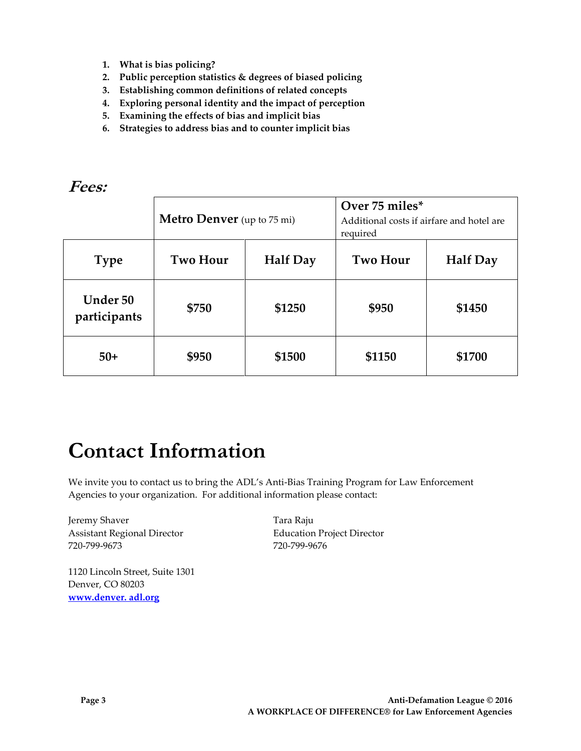1. **What is bias policing?**
2. **Public perception statistics & degrees of biased policing**
3. **Establishing common definitions of related concepts**
4. **Exploring personal identity and the impact of perception**
5. **Examining the effects of bias and implicit bias**
6. **Strategies to address bias and to counter implicit bias**

## ***Fees:***

| | **Metro Denver** (up to 75 mi) | | **Over 75 miles*** Additional costs if airfare and hotel are required | |
|---|---|---|---|---|
| **Type** | **Two Hour** | **Half Day** | **Two Hour** | **Half Day** |
| **Under 50 participants** | **$750** | **$1250** | **$950** | **$1450** |
| **50+** | **$950** | **$1500** | **$1150** | **$1700** |

# Contact Information

We invite you to contact us to bring the ADL's Anti-Bias Training Program for Law Enforcement Agencies to your organization. For additional information please contact:

Jeremy Shaver
Assistant Regional Director
720-799-9673

Tara Raju
Education Project Director
720-799-9676

1120 Lincoln Street, Suite 1301
Denver, CO 80203
**www.denver. adl.org**